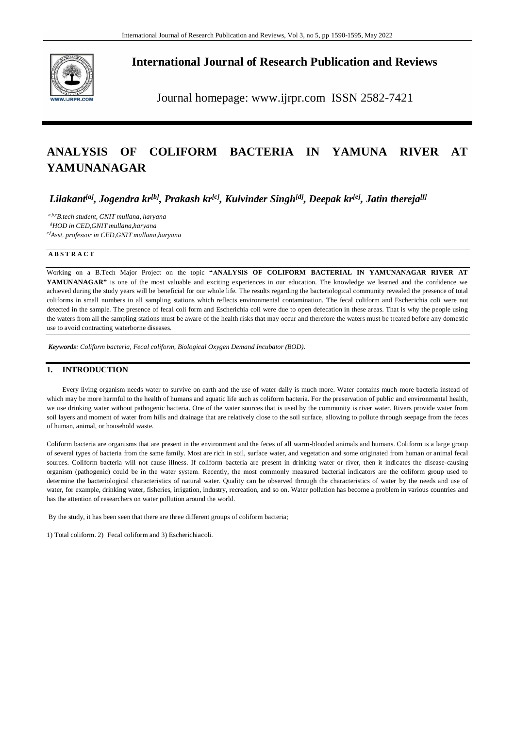# ANALYSIS OF COLIFORM BACTERIA IN YAMUNA RIVER AT YAMUNANAGAR

***Lilakant[a], Jogendra kr[b], Prakash kr[c], Kulvinder Singh[d], Deepak kr[e], Jatin thereja[f]***

*[a,b,c]B.tech student, GNIT mullana, haryana*
*[d]HOD in CED,GNIT mullana,haryana*
*[e,f]Asst. professor in CED,GNIT mullana,haryana*

**A B S T R A C T**

Working on a B.Tech Major Project on the topic **"ANALYSIS OF COLIFORM BACTERIAL IN YAMUNANAGAR RIVER AT YAMUNANAGAR"** is one of the most valuable and exciting experiences in our education. The knowledge we learned and the confidence we achieved during the study years will be beneficial for our whole life. The results regarding the bacteriological community revealed the presence of total coliforms in small numbers in all sampling stations which reflects environmental contamination. The fecal coliform and Escherichia coli were not detected in the sample. The presence of fecal coli form and Escherichia coli were due to open defecation in these areas. That is why the people using the waters from all the sampling stations must be aware of the health risks that may occur and therefore the waters must be treated before any domestic use to avoid contracting waterborne diseases.

*Keywords: Coliform bacteria, Fecal coliform, Biological Oxygen Demand Incubator (BOD).*

## 1. INTRODUCTION

Every living organism needs water to survive on earth and the use of water daily is much more. Water contains much more bacteria instead of which may be more harmful to the health of humans and aquatic life such as coliform bacteria. For the preservation of public and environmental health, we use drinking water without pathogenic bacteria. One of the water sources that is used by the community is river water. Rivers provide water from soil layers and moment of water from hills and drainage that are relatively close to the soil surface, allowing to pollute through seepage from the feces of human, animal, or household waste.

Coliform bacteria are organisms that are present in the environment and the feces of all warm-blooded animals and humans. Coliform is a large group of several types of bacteria from the same family. Most are rich in soil, surface water, and vegetation and some originated from human or animal fecal sources. Coliform bacteria will not cause illness. If coliform bacteria are present in drinking water or river, then it indicates the disease-causing organism (pathogenic) could be in the water system. Recently, the most commonly measured bacterial indicators are the coliform group used to determine the bacteriological characteristics of natural water. Quality can be observed through the characteristics of water by the needs and use of water, for example, drinking water, fisheries, irrigation, industry, recreation, and so on. Water pollution has become a problem in various countries and has the attention of researchers on water pollution around the world.

By the study, it has been seen that there are three different groups of coliform bacteria;

1) Total coliform. 2) Fecal coliform and 3) Escherichiacoli.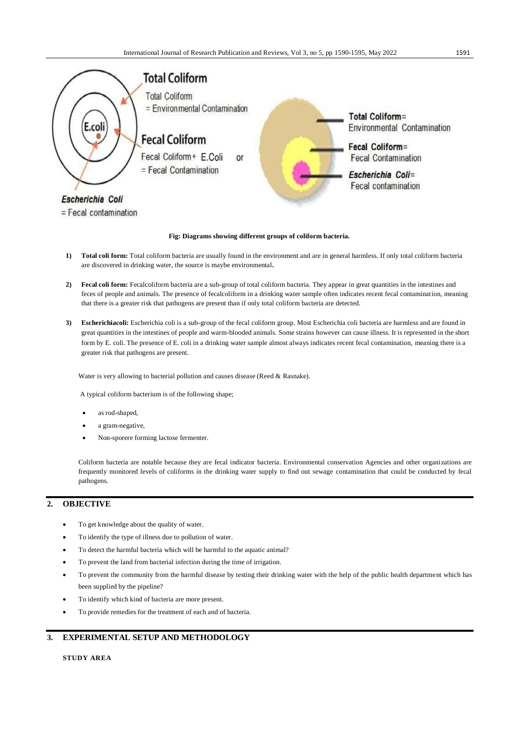**Fig: Diagrams showing different groups of coliform bacteria.**

1) **Total coli form:** Total coliform bacteria are usually found in the environment and are in general harmless. If only total coliform bacteria are discovered in drinking water, the source is maybe environmental**.**

2) **Fecal coli form:** Fecalcoliform bacteria are a sub-group of total coliform bacteria. They appear in great quantities in the intestines and feces of people and animals. The presence of fecalcoliform in a drinking water sample often indicates recent fecal contamination, meaning that there is a greater risk that pathogens are present than if only total coliform bacteria are detected.

3) **Escherichiacoli:** Escherichia coli is a sub-group of the fecal coliform group. Most Escherichia coli bacteria are harmless and are found in great quantities in the intestines of people and warm-blooded animals. Some strains however can cause illness. It is represented in the short form by E. coli. The presence of E. coli in a drinking water sample almost always indicates recent fecal contamination, meaning there is a greater risk that pathogens are present.

Water is very allowing to bacterial pollution and causes disease (Reed & Rasnake).

A typical coliform bacterium is of the following shape;

- as rod-shaped,
- a gram-negative,
- Non-sporere forming lactose fermenter.

Coliform bacteria are notable because they are fecal indicator bacteria. Environmental conservation Agencies and other organizations are frequently monitored levels of coliforms in the drinking water supply to find out sewage contamination that could be conducted by fecal pathogens.

## 2. OBJECTIVE

- To get knowledge about the quality of water.
- To identify the type of illness due to pollution of water.
- To detect the harmful bacteria which will be harmful to the aquatic animal?
- To prevent the land from bacterial infection during the time of irrigation.
- To prevent the community from the harmful disease by testing their drinking water with the help of the public health department which has been supplied by the pipeline?
- To identify which kind of bacteria are more present.
- To provide remedies for the treatment of each and of bacteria.

## 3. EXPERIMENTAL SETUP AND METHODOLOGY

**STUDY AREA**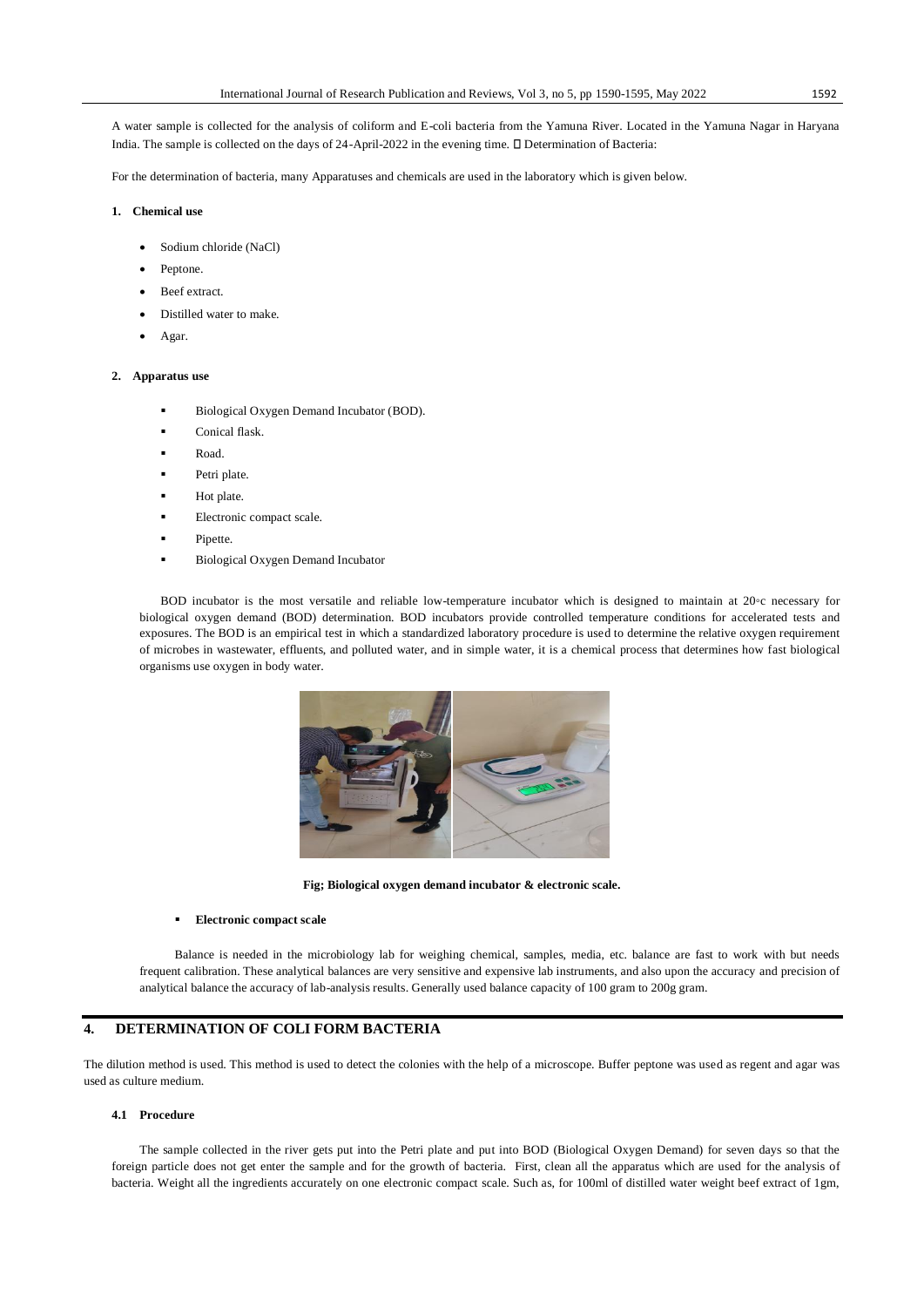A water sample is collected for the analysis of coliform and E-coli bacteria from the Yamuna River. Located in the Yamuna Nagar in Haryana India. The sample is collected on the days of 24-April-2022 in the evening time.  Determination of Bacteria:

For the determination of bacteria, many Apparatuses and chemicals are used in the laboratory which is given below.

**1. Chemical use**

- Sodium chloride (NaCl)
- Peptone.
- Beef extract.
- Distilled water to make.
- Agar.

**2. Apparatus use**

- Biological Oxygen Demand Incubator (BOD).
- Conical flask.
- Road.
- Petri plate.
- Hot plate.
- Electronic compact scale.
- Pipette.
- Biological Oxygen Demand Incubator

BOD incubator is the most versatile and reliable low-temperature incubator which is designed to maintain at 20◦c necessary for biological oxygen demand (BOD) determination. BOD incubators provide controlled temperature conditions for accelerated tests and exposures. The BOD is an empirical test in which a standardized laboratory procedure is used to determine the relative oxygen requirement of microbes in wastewater, effluents, and polluted water, and in simple water, it is a chemical process that determines how fast biological organisms use oxygen in body water.

**Fig; Biological oxygen demand incubator & electronic scale.**

- **Electronic compact scale**

Balance is needed in the microbiology lab for weighing chemical, samples, media, etc. balance are fast to work with but needs frequent calibration. These analytical balances are very sensitive and expensive lab instruments, and also upon the accuracy and precision of analytical balance the accuracy of lab-analysis results. Generally used balance capacity of 100 gram to 200g gram.

## 4. DETERMINATION OF COLI FORM BACTERIA

The dilution method is used. This method is used to detect the colonies with the help of a microscope. Buffer peptone was used as regent and agar was used as culture medium.

### 4.1 Procedure

The sample collected in the river gets put into the Petri plate and put into BOD (Biological Oxygen Demand) for seven days so that the foreign particle does not get enter the sample and for the growth of bacteria. First, clean all the apparatus which are used for the analysis of bacteria. Weight all the ingredients accurately on one electronic compact scale. Such as, for 100ml of distilled water weight beef extract of 1gm,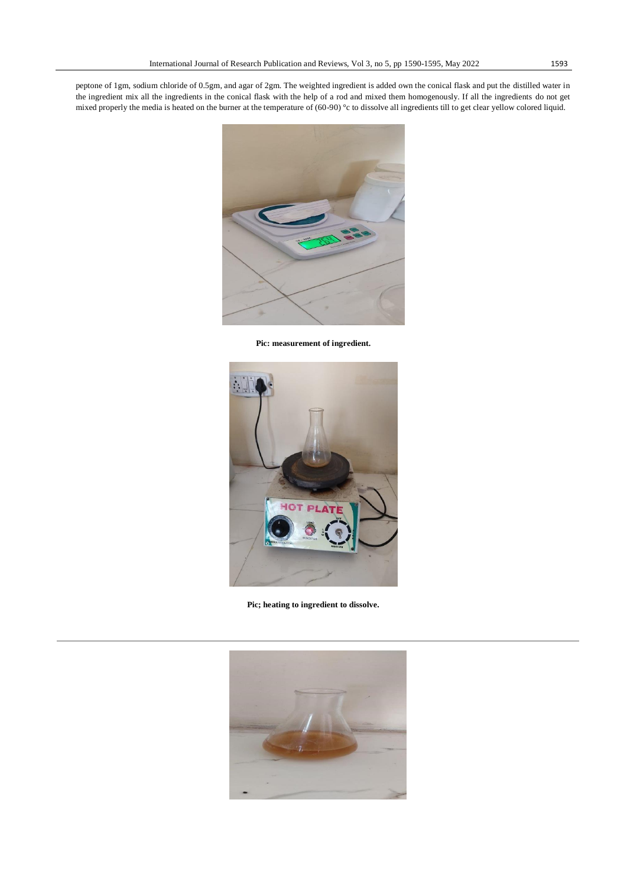peptone of 1gm, sodium chloride of 0.5gm, and agar of 2gm. The weighted ingredient is added own the conical flask and put the distilled water in the ingredient mix all the ingredients in the conical flask with the help of a rod and mixed them homogenously. If all the ingredients do not get mixed properly the media is heated on the burner at the temperature of (60-90) °c to dissolve all ingredients till to get clear yellow colored liquid.

**Pic: measurement of ingredient.**

**Pic; heating to ingredient to dissolve.**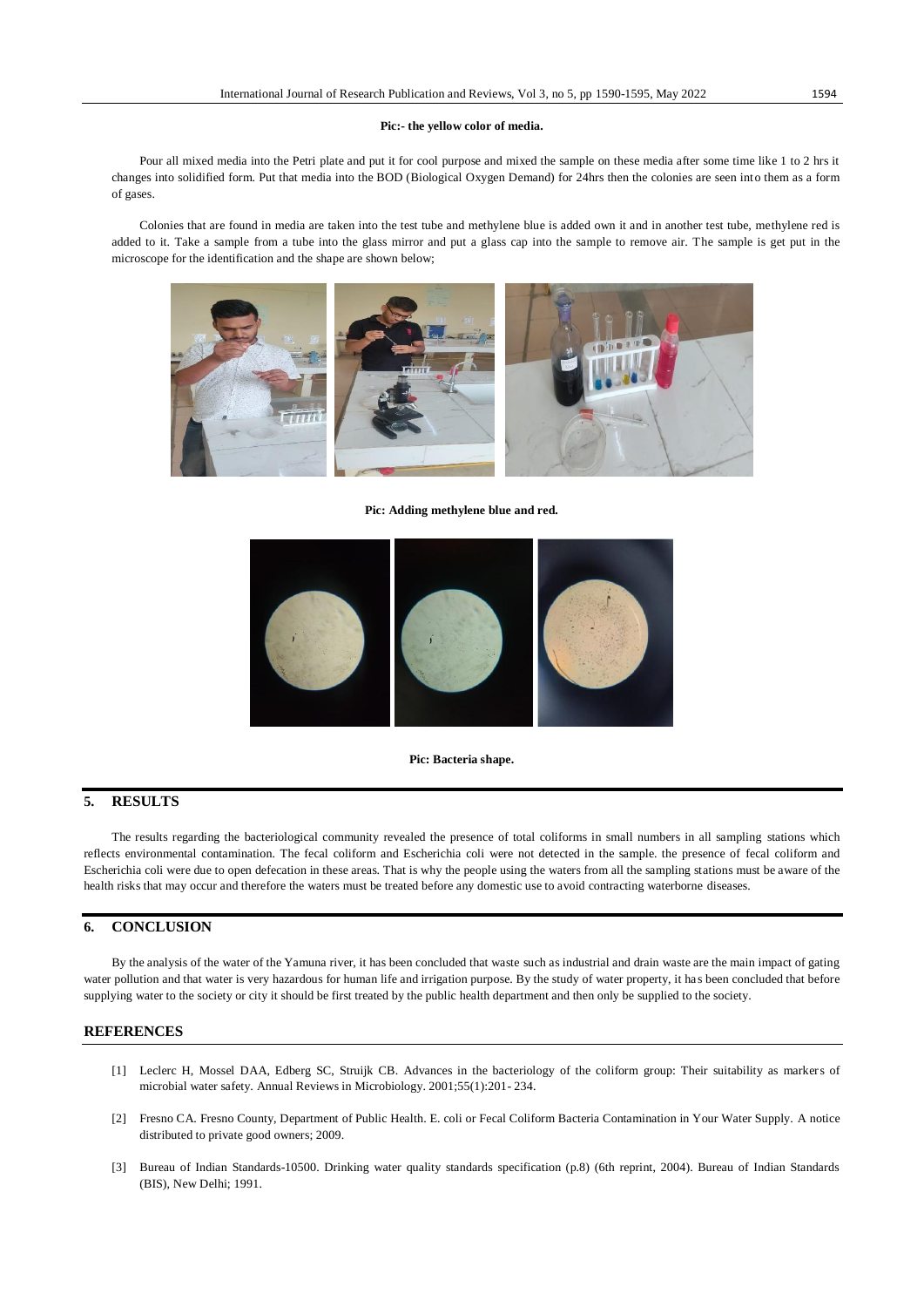**Pic:- the yellow color of media.**

Pour all mixed media into the Petri plate and put it for cool purpose and mixed the sample on these media after some time like 1 to 2 hrs it changes into solidified form. Put that media into the BOD (Biological Oxygen Demand) for 24hrs then the colonies are seen into them as a form of gases.

Colonies that are found in media are taken into the test tube and methylene blue is added own it and in another test tube, methylene red is added to it. Take a sample from a tube into the glass mirror and put a glass cap into the sample to remove air. The sample is get put in the microscope for the identification and the shape are shown below;

**Pic: Adding methylene blue and red.**

**Pic: Bacteria shape.**

## 5. RESULTS

The results regarding the bacteriological community revealed the presence of total coliforms in small numbers in all sampling stations which reflects environmental contamination. The fecal coliform and Escherichia coli were not detected in the sample. the presence of fecal coliform and Escherichia coli were due to open defecation in these areas. That is why the people using the waters from all the sampling stations must be aware of the health risks that may occur and therefore the waters must be treated before any domestic use to avoid contracting waterborne diseases.

## 6. CONCLUSION

By the analysis of the water of the Yamuna river, it has been concluded that waste such as industrial and drain waste are the main impact of gating water pollution and that water is very hazardous for human life and irrigation purpose. By the study of water property, it has been concluded that before supplying water to the society or city it should be first treated by the public health department and then only be supplied to the society.

## REFERENCES

[1] Leclerc H, Mossel DAA, Edberg SC, Struijk CB. Advances in the bacteriology of the coliform group: Their suitability as markers of microbial water safety. Annual Reviews in Microbiology. 2001;55(1):201- 234.

[2] Fresno CA. Fresno County, Department of Public Health. E. coli or Fecal Coliform Bacteria Contamination in Your Water Supply. A notice distributed to private good owners; 2009.

[3] Bureau of Indian Standards-10500. Drinking water quality standards specification (p.8) (6th reprint, 2004). Bureau of Indian Standards (BIS), New Delhi; 1991.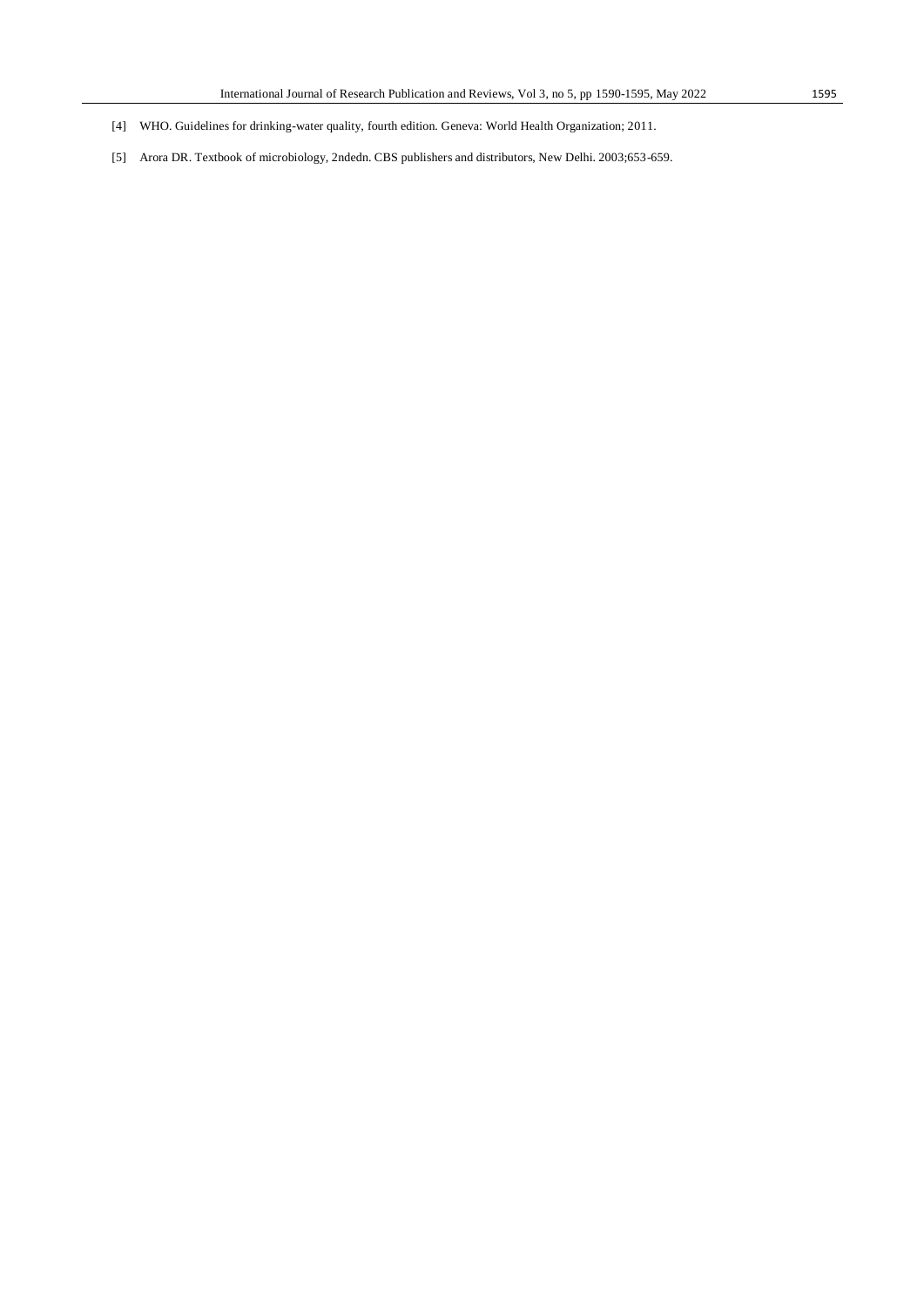[4] WHO. Guidelines for drinking-water quality, fourth edition. Geneva: World Health Organization; 2011.

[5] Arora DR. Textbook of microbiology, 2ndedn. CBS publishers and distributors, New Delhi. 2003;653-659.